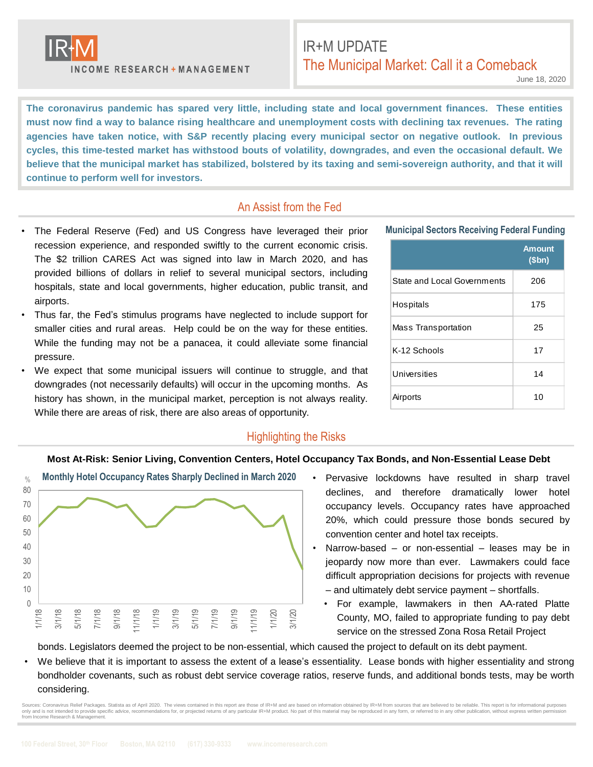# IR+M UPDATE

## The Municipal Market: Call it a Comeback

June 18, 2020

**The coronavirus pandemic has spared very little, including state and local government finances. These entities must now find a way to balance rising healthcare and unemployment costs with declining tax revenues. The rating agencies have taken notice, with S&P recently placing every municipal sector on negative outlook. In previous cycles, this time-tested market has withstood bouts of volatility, downgrades, and even the occasional default. We believe that the municipal market has stabilized, bolstered by its taxing and semi-sovereign authority, and that it will continue to perform well for investors.**

## An Assist from the Fed

- The Federal Reserve (Fed) and US Congress have leveraged their prior recession experience, and responded swiftly to the current economic crisis. The $2 trillion CARES Act was signed into law in March 2020, and has provided billions of dollars in relief to several municipal sectors, including hospitals, state and local governments, higher education, public transit, and airports.
- Thus far, the Fed's stimulus programs have neglected to include support for smaller cities and rural areas. Help could be on the way for these entities. While the funding may not be a panacea, it could alleviate some financial pressure.
- We expect that some municipal issuers will continue to struggle, and that downgrades (not necessarily defaults) will occur in the upcoming months. As history has shown, in the municipal market, perception is not always reality. While there are areas of risk, there are also areas of opportunity.

**Municipal Sectors Receiving Federal Funding**

| | Amount ($bn) |
|---|---|
| State and Local Governments | 206 |
| Hospitals | 175 |
| Mass Transportation | 25 |
| K-12 Schools | 17 |
| Universities | 14 |
| Airports | 10 |

## Highlighting the Risks

**Most At-Risk: Senior Living, Convention Centers, Hotel Occupancy Tax Bonds, and Non-Essential Lease Debt**

**Monthly Hotel Occupancy Rates Sharply Declined in March 2020**

- Pervasive lockdowns have resulted in sharp travel declines, and therefore dramatically lower hotel occupancy levels. Occupancy rates have approached 20%, which could pressure those bonds secured by convention center and hotel tax receipts.
- Narrow-based – or non-essential – leases may be in jeopardy now more than ever. Lawmakers could face difficult appropriation decisions for projects with revenue – and ultimately debt service payment – shortfalls.
  - For example, lawmakers in then AA-rated Platte County, MO, failed to appropriate funding to pay debt service on the stressed Zona Rosa Retail Project bonds. Legislators deemed the project to be non-essential, which caused the project to default on its debt payment.
- We believe that it is important to assess the extent of a lease's essentiality. Lease bonds with higher essentiality and strong bondholder covenants, such as robust debt service coverage ratios, reserve funds, and additional bonds tests, may be worth considering.

Sources: Coronavirus Relief Packages. Statista as of April 2020. The views contained in this report are those of IR+M and are based on information obtained by IR+M from sources that are believed to be reliable. This report is for informational purposes only and is not intended to provide specific advice, recommendations for, or projected returns of any particular IR+M product. No part of this material may be reproduced in any form, or referred to in any other publication, without express written permission from Income Research & Management.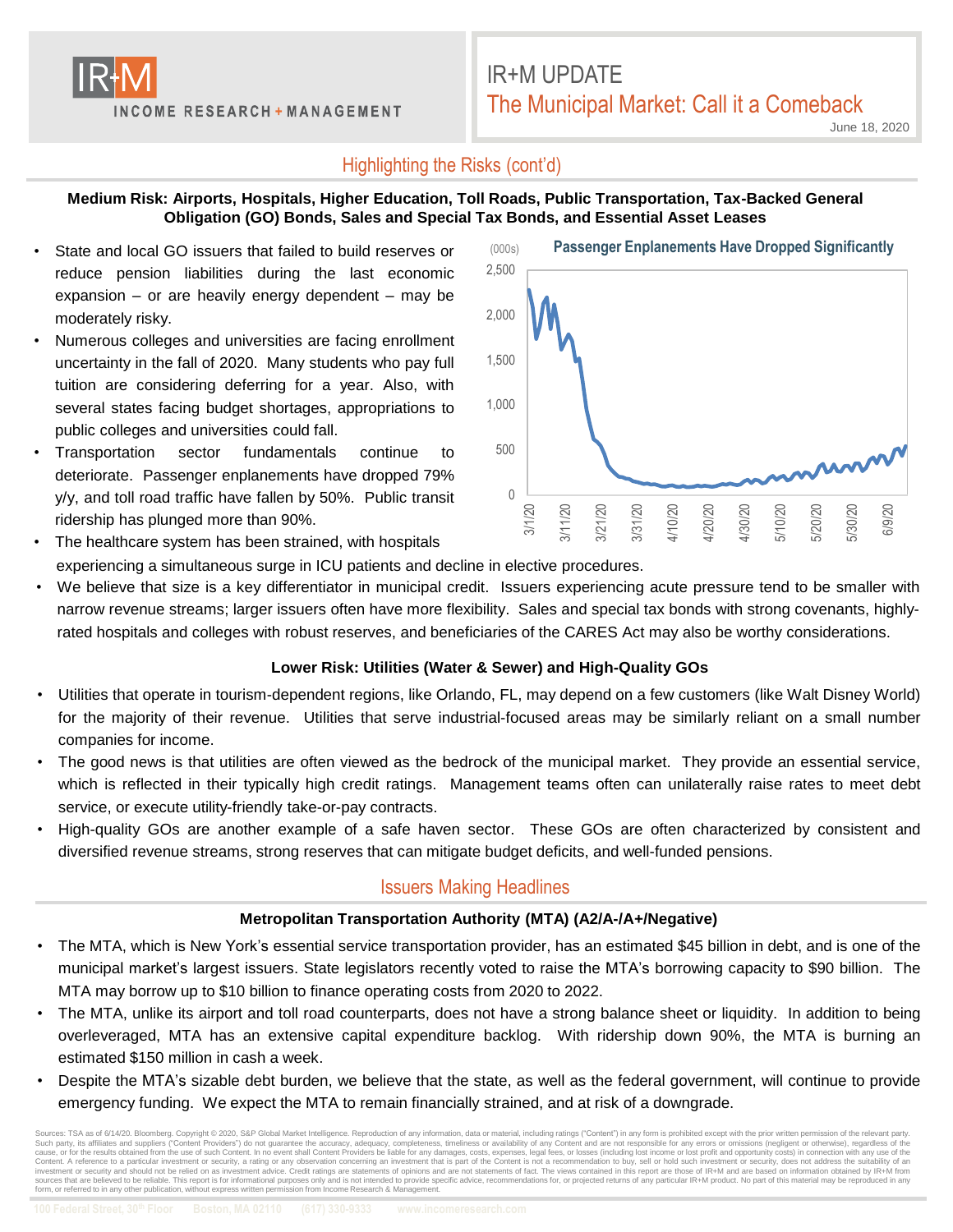## Highlighting the Risks (cont'd)

**Medium Risk: Airports, Hospitals, Higher Education, Toll Roads, Public Transportation, Tax-Backed General Obligation (GO) Bonds, Sales and Special Tax Bonds, and Essential Asset Leases**

- State and local GO issuers that failed to build reserves or reduce pension liabilities during the last economic expansion – or are heavily energy dependent – may be moderately risky.
- Numerous colleges and universities are facing enrollment uncertainty in the fall of 2020. Many students who pay full tuition are considering deferring for a year. Also, with several states facing budget shortages, appropriations to public colleges and universities could fall.
- Transportation sector fundamentals continue to deteriorate. Passenger enplanements have dropped 79% y/y, and toll road traffic have fallen by 50%. Public transit ridership has plunged more than 90%.
- The healthcare system has been strained, with hospitals experiencing a simultaneous surge in ICU patients and decline in elective procedures.
- We believe that size is a key differentiator in municipal credit. Issuers experiencing acute pressure tend to be smaller with narrow revenue streams; larger issuers often have more flexibility. Sales and special tax bonds with strong covenants, highly-rated hospitals and colleges with robust reserves, and beneficiaries of the CARES Act may also be worthy considerations.

**Passenger Enplanements Have Dropped Significantly**

(000s)

**Lower Risk: Utilities (Water & Sewer) and High-Quality GOs**

- Utilities that operate in tourism-dependent regions, like Orlando, FL, may depend on a few customers (like Walt Disney World) for the majority of their revenue. Utilities that serve industrial-focused areas may be similarly reliant on a small number companies for income.
- The good news is that utilities are often viewed as the bedrock of the municipal market. They provide an essential service, which is reflected in their typically high credit ratings. Management teams often can unilaterally raise rates to meet debt service, or execute utility-friendly take-or-pay contracts.
- High-quality GOs are another example of a safe haven sector. These GOs are often characterized by consistent and diversified revenue streams, strong reserves that can mitigate budget deficits, and well-funded pensions.

## Issuers Making Headlines

**Metropolitan Transportation Authority (MTA) (A2/A-/A+/Negative)**

- The MTA, which is New York's essential service transportation provider, has an estimated $45 billion in debt, and is one of the municipal market's largest issuers. State legislators recently voted to raise the MTA's borrowing capacity to $90 billion. The MTA may borrow up to $10 billion to finance operating costs from 2020 to 2022.
- The MTA, unlike its airport and toll road counterparts, does not have a strong balance sheet or liquidity. In addition to being overleveraged, MTA has an extensive capital expenditure backlog. With ridership down 90%, the MTA is burning an estimated $150 million in cash a week.
- Despite the MTA's sizable debt burden, we believe that the state, as well as the federal government, will continue to provide emergency funding. We expect the MTA to remain financially strained, and at risk of a downgrade.

Sources: TSA as of 6/14/20. Bloomberg. Copyright © 2020, S&P Global Market Intelligence. Reproduction of any information, data or material, including ratings ("Content") in any form is prohibited except with the prior written permission of the relevant party. Such party, its affiliates and suppliers ("Content Providers") do not guarantee the accuracy, adequacy, completeness, timeliness or availability of any Content and are not responsible for any errors or omissions (negligent or otherwise), regardless of the cause, or for the results obtained from the use of such Content. In no event shall Content Providers be liable for any damages, costs, expenses, legal fees, or losses (including lost income or lost profit and opportunity costs) in connection with any use of the Content. A reference to a particular investment or security, a rating or any observation concerning an investment that is part of the Content is not a recommendation to buy, sell or hold such investment or security, does not address the suitability of an investment or security and should not be relied on as investment advice. Credit ratings are statements of opinions and are not statements of fact. The views contained in this report are those of IR+M and are based on information obtained by IR+M from sources that are believed to be reliable. This report is for informational purposes only and is not intended to provide specific advice, recommendations for, or projected returns of any particular IR+M product. No part of this material may be reproduced in any form, or referred to in any other publication, without express written permission from Income Research & Management.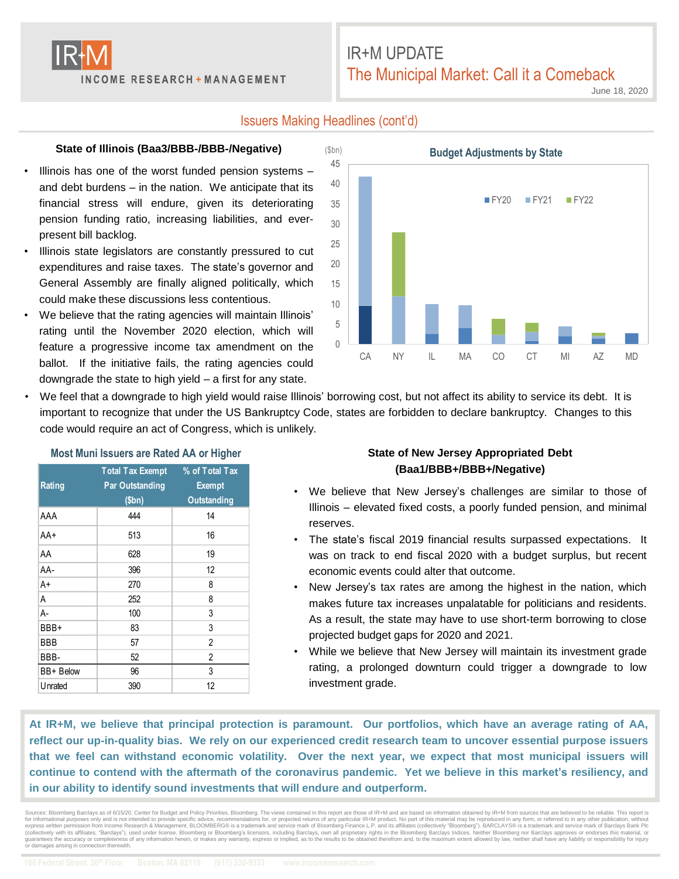## Issuers Making Headlines (cont'd)

### State of Illinois (Baa3/BBB-/BBB-/Negative)

- Illinois has one of the worst funded pension systems – and debt burdens – in the nation. We anticipate that its financial stress will endure, given its deteriorating pension funding ratio, increasing liabilities, and ever-present bill backlog.
- Illinois state legislators are constantly pressured to cut expenditures and raise taxes. The state's governor and General Assembly are finally aligned politically, which could make these discussions less contentious.
- We believe that the rating agencies will maintain Illinois' rating until the November 2020 election, which will feature a progressive income tax amendment on the ballot. If the initiative fails, the rating agencies could downgrade the state to high yield – a first for any state.

Budget Adjustments by State

($bn)

45
40
35
30
25
20
15
10
5
0

FY20 FY21 FY22

CA NY IL MA CO CT MI AZ MD

- We feel that a downgrade to high yield would raise Illinois' borrowing cost, but not affect its ability to service its debt. It is important to recognize that under the US Bankruptcy Code, states are forbidden to declare bankruptcy. Changes to this code would require an act of Congress, which is unlikely.

**Most Muni Issuers are Rated AA or Higher**

| Rating | Total Tax Exempt Par Outstanding ($bn) | % of Total Tax Exempt Outstanding |
|---|---|---|
| AAA | 444 | 14 |
| AA+ | 513 | 16 |
| AA | 628 | 19 |
| AA- | 396 | 12 |
| A+ | 270 | 8 |
| A | 252 | 8 |
| A- | 100 | 3 |
| BBB+ | 83 | 3 |
| BBB | 57 | 2 |
| BBB- | 52 | 2 |
| BB+ Below | 96 | 3 |
| Unrated | 390 | 12 |

### State of New Jersey Appropriated Debt (Baa1/BBB+/BBB+/Negative)

- We believe that New Jersey's challenges are similar to those of Illinois – elevated fixed costs, a poorly funded pension, and minimal reserves.
- The state's fiscal 2019 financial results surpassed expectations. It was on track to end fiscal 2020 with a budget surplus, but recent economic events could alter that outcome.
- New Jersey's tax rates are among the highest in the nation, which makes future tax increases unpalatable for politicians and residents. As a result, the state may have to use short-term borrowing to close projected budget gaps for 2020 and 2021.
- While we believe that New Jersey will maintain its investment grade rating, a prolonged downturn could trigger a downgrade to low investment grade.

**At IR+M, we believe that principal protection is paramount. Our portfolios, which have an average rating of AA, reflect our up-in-quality bias. We rely on our experienced credit research team to uncover essential purpose issuers that we feel can withstand economic volatility. Over the next year, we expect that most municipal issuers will continue to contend with the aftermath of the coronavirus pandemic. Yet we believe in this market's resiliency, and in our ability to identify sound investments that will endure and outperform.**

Sources: Bloomberg Barclays as of 6/15/20. Center for Budget and Policy Priorities. Bloomberg. The views contained in this report are those of IR+M and are based on information obtained by IR+M from sources that are believed to be reliable. This report is for informational purposes only and is not intended to provide specific advice, recommendations for, or projected returns of any particular IR+M product. No part of this material may be reproduced in any form, or referred to in any other publication, without express written permission from Income Research & Management. BLOOMBERG® is a trademark and service mark of Bloomberg Finance L.P. and its affiliates (collectively "Bloomberg"). BARCLAYS® is a trademark and service mark of Barclays Bank Plc (collectively with its affiliates, "Barclays"), used under license. Bloomberg or Bloomberg's licensors, including Barclays, own all proprietary rights in the Bloomberg Barclays Indices. Neither Bloomberg nor Barclays approves or endorses this material, or guarantees the accuracy or completeness of any information herein, or makes any warranty, express or implied, as to the results to be obtained therefrom and, to the maximum extent allowed by law, neither shall have any liability or responsibility for injury or damages arising in connection therewith.